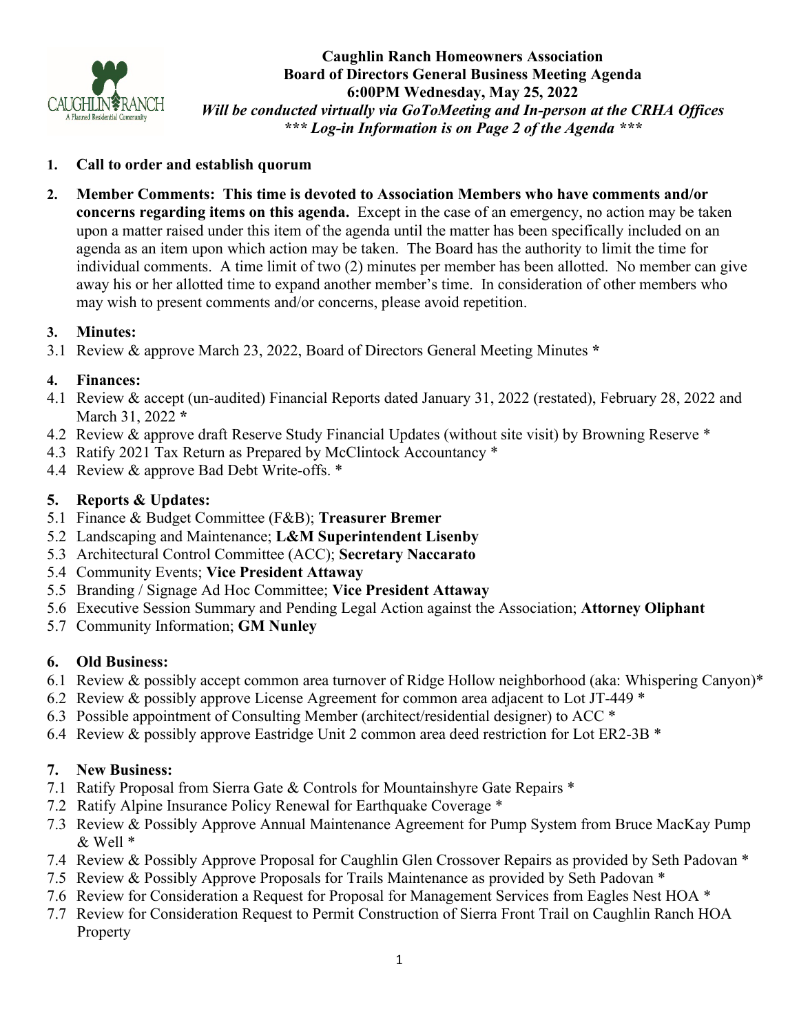**Caughlin Ranch Homeowners Association**
**Board of Directors General Business Meeting Agenda**
**6:00PM Wednesday, May 25, 2022**
***Will be conducted virtually via GoToMeeting and In-person at the CRHA Offices***
***\*\*\* Log-in Information is on Page 2 of the Agenda \*\*\****

1. **Call to order and establish quorum**

2. **Member Comments: This time is devoted to Association Members who have comments and/or concerns regarding items on this agenda.** Except in the case of an emergency, no action may be taken upon a matter raised under this item of the agenda until the matter has been specifically included on an agenda as an item upon which action may be taken. The Board has the authority to limit the time for individual comments. A time limit of two (2) minutes per member has been allotted. No member can give away his or her allotted time to expand another member's time. In consideration of other members who may wish to present comments and/or concerns, please avoid repetition.

3. **Minutes:**

3.1 Review & approve March 23, 2022, Board of Directors General Meeting Minutes **\***

4. **Finances:**

4.1 Review & accept (un-audited) Financial Reports dated January 31, 2022 (restated), February 28, 2022 and March 31, 2022 **\***
4.2 Review & approve draft Reserve Study Financial Updates (without site visit) by Browning Reserve \*
4.3 Ratify 2021 Tax Return as Prepared by McClintock Accountancy \*
4.4 Review & approve Bad Debt Write-offs. \*

5. **Reports & Updates:**

5.1 Finance & Budget Committee (F&B); **Treasurer Bremer**
5.2 Landscaping and Maintenance; **L&M Superintendent Lisenby**
5.3 Architectural Control Committee (ACC); **Secretary Naccarato**
5.4 Community Events; **Vice President Attaway**
5.5 Branding / Signage Ad Hoc Committee; **Vice President Attaway**
5.6 Executive Session Summary and Pending Legal Action against the Association; **Attorney Oliphant**
5.7 Community Information; **GM Nunley**

6. **Old Business:**

6.1 Review & possibly accept common area turnover of Ridge Hollow neighborhood (aka: Whispering Canyon)\*
6.2 Review & possibly approve License Agreement for common area adjacent to Lot JT-449 \*
6.3 Possible appointment of Consulting Member (architect/residential designer) to ACC \*
6.4 Review & possibly approve Eastridge Unit 2 common area deed restriction for Lot ER2-3B \*

7. **New Business:**

7.1 Ratify Proposal from Sierra Gate & Controls for Mountainshyre Gate Repairs \*
7.2 Ratify Alpine Insurance Policy Renewal for Earthquake Coverage \*
7.3 Review & Possibly Approve Annual Maintenance Agreement for Pump System from Bruce MacKay Pump & Well \*
7.4 Review & Possibly Approve Proposal for Caughlin Glen Crossover Repairs as provided by Seth Padovan \*
7.5 Review & Possibly Approve Proposals for Trails Maintenance as provided by Seth Padovan \*
7.6 Review for Consideration a Request for Proposal for Management Services from Eagles Nest HOA \*
7.7 Review for Consideration Request to Permit Construction of Sierra Front Trail on Caughlin Ranch HOA Property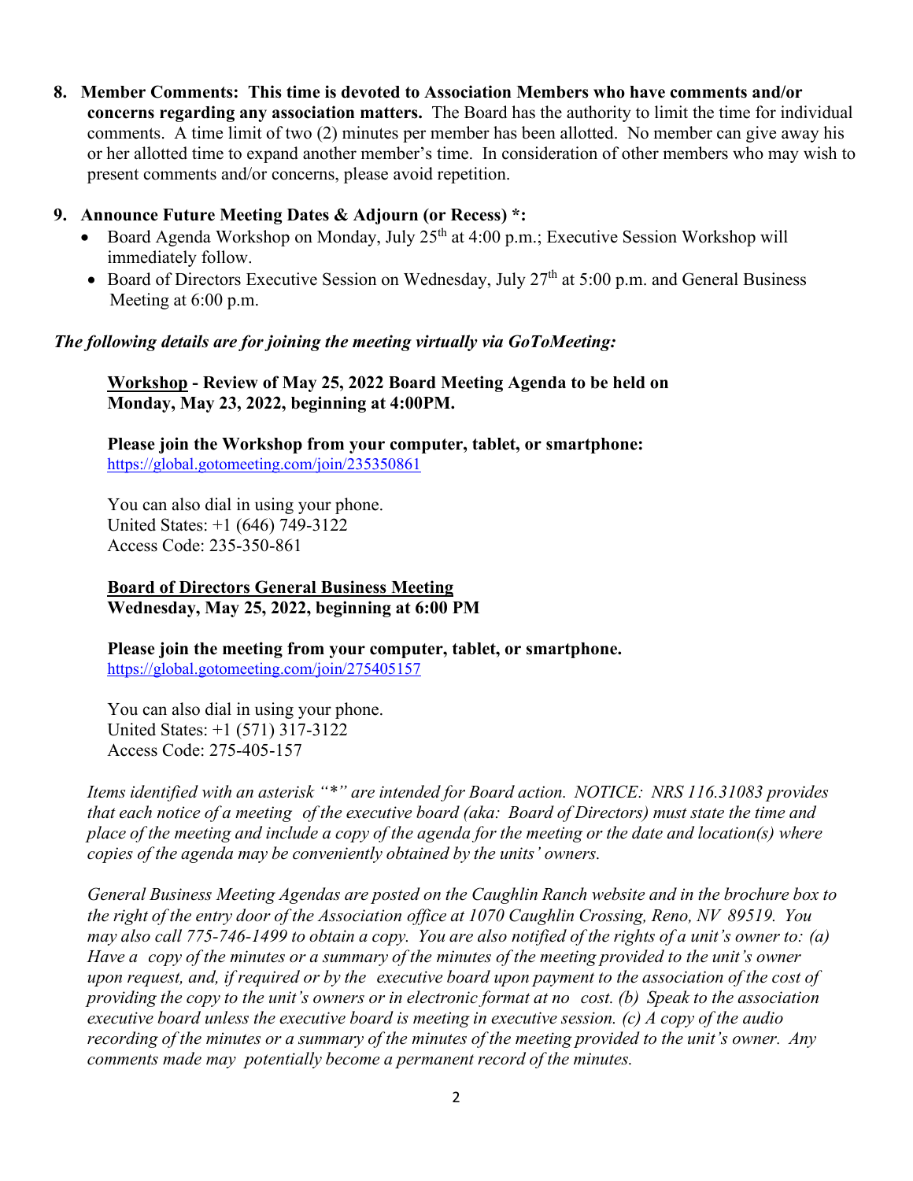8. **Member Comments: This time is devoted to Association Members who have comments and/or concerns regarding any association matters.** The Board has the authority to limit the time for individual comments. A time limit of two (2) minutes per member has been allotted. No member can give away his or her allotted time to expand another member's time. In consideration of other members who may wish to present comments and/or concerns, please avoid repetition.

9. **Announce Future Meeting Dates & Adjourn (or Recess) *:**
   - Board Agenda Workshop on Monday, July 25th at 4:00 p.m.; Executive Session Workshop will immediately follow.
   - Board of Directors Executive Session on Wednesday, July 27th at 5:00 p.m. and General Business Meeting at 6:00 p.m.

***The following details are for joining the meeting virtually via GoToMeeting:***

**Workshop - Review of May 25, 2022 Board Meeting Agenda to be held on Monday, May 23, 2022, beginning at 4:00PM.**

**Please join the Workshop from your computer, tablet, or smartphone:**
https://global.gotomeeting.com/join/235350861

You can also dial in using your phone.
United States: +1 (646) 749-3122
Access Code: 235-350-861

**Board of Directors General Business Meeting**
**Wednesday, May 25, 2022, beginning at 6:00 PM**

**Please join the meeting from your computer, tablet, or smartphone.**
https://global.gotomeeting.com/join/275405157

You can also dial in using your phone.
United States: +1 (571) 317-3122
Access Code: 275-405-157

*Items identified with an asterisk "*" are intended for Board action. NOTICE: NRS 116.31083 provides that each notice of a meeting of the executive board (aka: Board of Directors) must state the time and place of the meeting and include a copy of the agenda for the meeting or the date and location(s) where copies of the agenda may be conveniently obtained by the units' owners.*

*General Business Meeting Agendas are posted on the Caughlin Ranch website and in the brochure box to the right of the entry door of the Association office at 1070 Caughlin Crossing, Reno, NV 89519. You may also call 775-746-1499 to obtain a copy. You are also notified of the rights of a unit's owner to: (a) Have a copy of the minutes or a summary of the minutes of the meeting provided to the unit's owner upon request, and, if required or by the executive board upon payment to the association of the cost of providing the copy to the unit's owners or in electronic format at no cost. (b) Speak to the association executive board unless the executive board is meeting in executive session. (c) A copy of the audio recording of the minutes or a summary of the minutes of the meeting provided to the unit's owner. Any comments made may potentially become a permanent record of the minutes.*